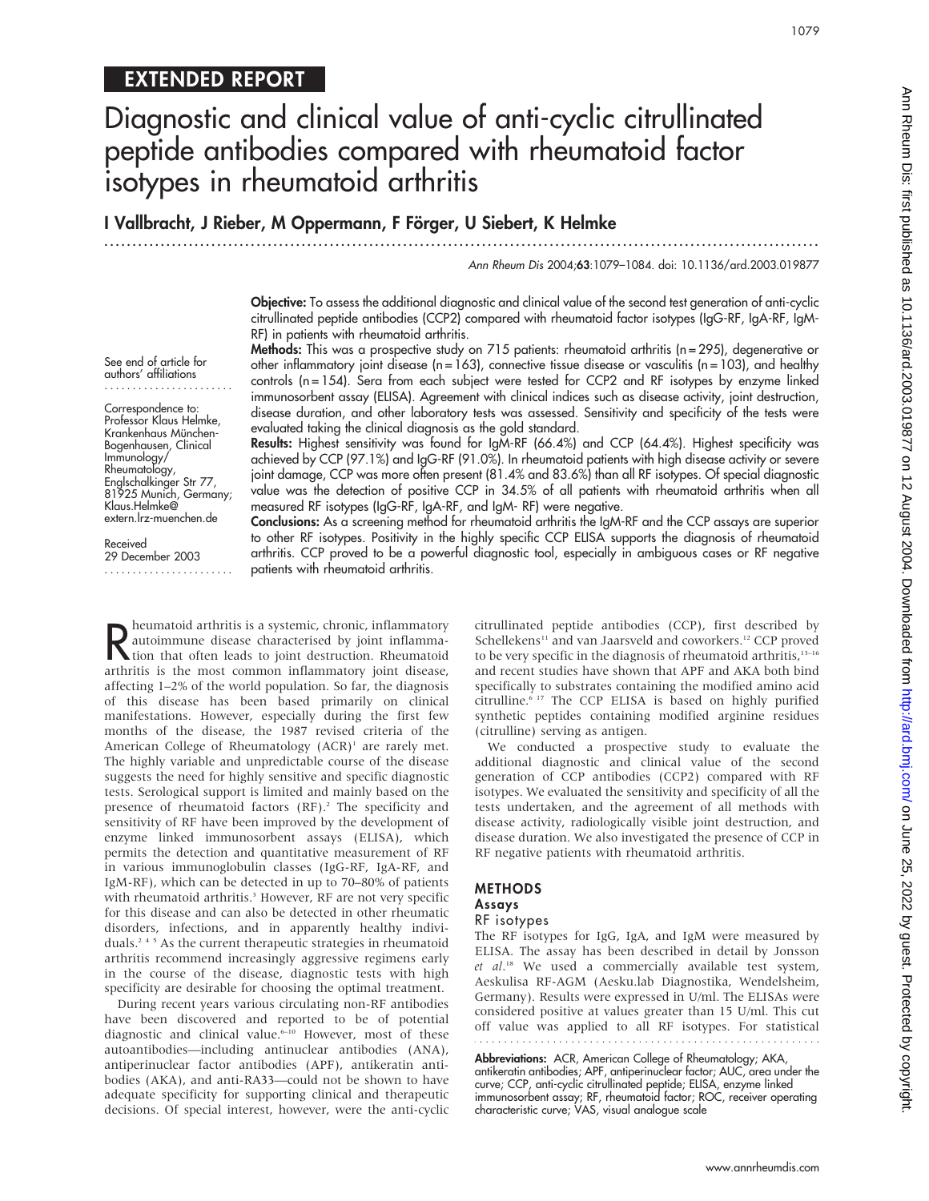## EXTENDED REPORT

# Diagnostic and clinical value of anti-cyclic citrullinated peptide antibodies compared with rheumatoid factor isotypes in rheumatoid arthritis

**I Vallbracht, J Rieber, M Oppermann, F Förger, U Siebert, K Helmke**

*Ann Rheum Dis* 2004;**63**:1079–1084. doi: 10.1136/ard.2003.019877

See end of article for authors' affiliations

Correspondence to: Professor Klaus Helmke, Krankenhaus München-Bogenhausen, Clinical Immunology/Rheumatology, Englschalkinger Str 77, 81925 Munich, Germany; Klaus.Helmke@extern.lrz-muenchen.de

Received 29 December 2003

**Objective:** To assess the additional diagnostic and clinical value of the second test generation of anti-cyclic citrullinated peptide antibodies (CCP2) compared with rheumatoid factor isotypes (IgG-RF, IgA-RF, IgM-RF) in patients with rheumatoid arthritis.

**Methods:** This was a prospective study on 715 patients: rheumatoid arthritis (n = 295), degenerative or other inflammatory joint disease (n = 163), connective tissue disease or vasculitis (n = 103), and healthy controls (n = 154). Sera from each subject were tested for CCP2 and RF isotypes by enzyme linked immunosorbent assay (ELISA). Agreement with clinical indices such as disease activity, joint destruction, disease duration, and other laboratory tests was assessed. Sensitivity and specificity of the tests were evaluated taking the clinical diagnosis as the gold standard.

**Results:** Highest sensitivity was found for IgM-RF (66.4%) and CCP (64.4%). Highest specificity was achieved by CCP (97.1%) and IgG-RF (91.0%). In rheumatoid patients with high disease activity or severe joint damage, CCP was more often present (81.4% and 83.6%) than all RF isotypes. Of special diagnostic value was the detection of positive CCP in 34.5% of all patients with rheumatoid arthritis when all measured RF isotypes (IgG-RF, IgA-RF, and IgM- RF) were negative.

**Conclusions:** As a screening method for rheumatoid arthritis the IgM-RF and the CCP assays are superior to other RF isotypes. Positivity in the highly specific CCP ELISA supports the diagnosis of rheumatoid arthritis. CCP proved to be a powerful diagnostic tool, especially in ambiguous cases or RF negative patients with rheumatoid arthritis.

Rheumatoid arthritis is a systemic, chronic, inflammatory autoimmune disease characterised by joint inflammation that often leads to joint destruction. Rheumatoid arthritis is the most common inflammatory joint disease, affecting 1–2% of the world population. So far, the diagnosis of this disease has been based primarily on clinical manifestations. However, especially during the first few months of the disease, the 1987 revised criteria of the American College of Rheumatology (ACR)[1] are rarely met. The highly variable and unpredictable course of the disease suggests the need for highly sensitive and specific diagnostic tests. Serological support is limited and mainly based on the presence of rheumatoid factors (RF).[2] The specificity and sensitivity of RF have been improved by the development of enzyme linked immunosorbent assays (ELISA), which permits the detection and quantitative measurement of RF in various immunoglobulin classes (IgG-RF, IgA-RF, and IgM-RF), which can be detected in up to 70–80% of patients with rheumatoid arthritis.[3] However, RF are not very specific for this disease and can also be detected in other rheumatic disorders, infections, and in apparently healthy individuals.[2 4 5] As the current therapeutic strategies in rheumatoid arthritis recommend increasingly aggressive regimens early in the course of the disease, diagnostic tests with high specificity are desirable for choosing the optimal treatment.

During recent years various circulating non-RF antibodies have been discovered and reported to be of potential diagnostic and clinical value.[6–10] However, most of these autoantibodies—including antinuclear antibodies (ANA), antiperinuclear factor antibodies (APF), antikeratin antibodies (AKA), and anti-RA33—could not be shown to have adequate specificity for supporting clinical and therapeutic decisions. Of special interest, however, were the anti-cyclic citrullinated peptide antibodies (CCP), first described by Schellekens[11] and van Jaarsveld and coworkers.[12] CCP proved to be very specific in the diagnosis of rheumatoid arthritis,[13–16] and recent studies have shown that APF and AKA both bind specifically to substrates containing the modified amino acid citrulline.[6 17] The CCP ELISA is based on highly purified synthetic peptides containing modified arginine residues (citrulline) serving as antigen.

We conducted a prospective study to evaluate the additional diagnostic and clinical value of the second generation of CCP antibodies (CCP2) compared with RF isotypes. We evaluated the sensitivity and specificity of all the tests undertaken, and the agreement of all methods with disease activity, radiologically visible joint destruction, and disease duration. We also investigated the presence of CCP in RF negative patients with rheumatoid arthritis.

## METHODS

### Assays

#### RF isotypes

The RF isotypes for IgG, IgA, and IgM were measured by ELISA. The assay has been described in detail by Jonsson *et al*.[18] We used a commercially available test system, Aeskulisa RF-AGM (Aesku.lab Diagnostika, Wendelsheim, Germany). Results were expressed in U/ml. The ELISAs were considered positive at values greater than 15 U/ml. This cut off value was applied to all RF isotypes. For statistical

**Abbreviations:** ACR, American College of Rheumatology; AKA, antikeratin antibodies; APF, antiperinuclear factor; AUC, area under the curve; CCP, anti-cyclic citrullinated peptide; ELISA, enzyme linked immunosorbent assay; RF, rheumatoid factor; ROC, receiver operating characteristic curve; VAS, visual analogue scale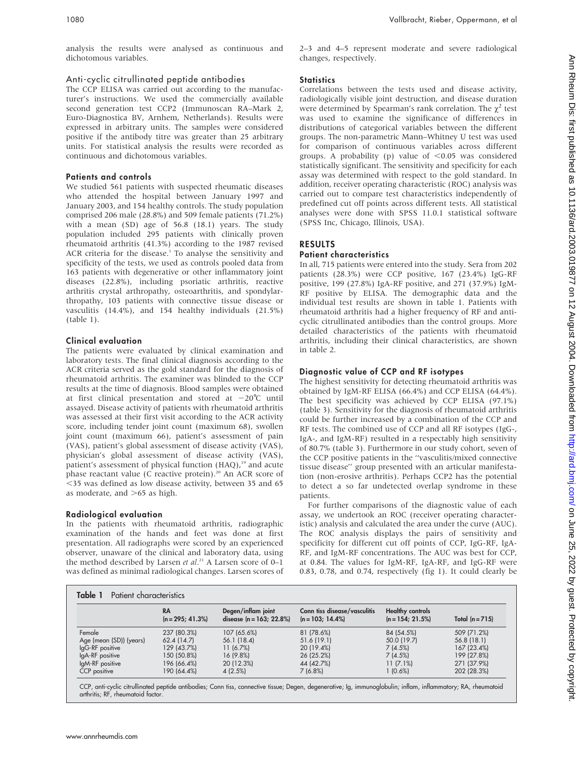analysis the results were analysed as continuous and dichotomous variables.

### Anti-cyclic citrullinated peptide antibodies

The CCP ELISA was carried out according to the manufacturer's instructions. We used the commercially available second generation test CCP2 (Immunoscan RA–Mark 2, Euro-Diagnostica BV, Arnhem, Netherlands). Results were expressed in arbitrary units. The samples were considered positive if the antibody titre was greater than 25 arbitrary units. For statistical analysis the results were recorded as continuous and dichotomous variables.

### Patients and controls

We studied 561 patients with suspected rheumatic diseases who attended the hospital between January 1997 and January 2003, and 154 healthy controls. The study population comprised 206 male (28.8%) and 509 female patients (71.2%) with a mean (SD) age of 56.8 (18.1) years. The study population included 295 patients with clinically proven rheumatoid arthritis (41.3%) according to the 1987 revised ACR criteria for the disease.[1] To analyse the sensitivity and specificity of the tests, we used as controls pooled data from 163 patients with degenerative or other inflammatory joint diseases (22.8%), including psoriatic arthritis, reactive arthritis crystal arthropathy, osteoarthritis, and spondylarthropathy, 103 patients with connective tissue disease or vasculitis (14.4%), and 154 healthy individuals (21.5%) (table 1).

### Clinical evaluation

The patients were evaluated by clinical examination and laboratory tests. The final clinical diagnosis according to the ACR criteria served as the gold standard for the diagnosis of rheumatoid arthritis. The examiner was blinded to the CCP results at the time of diagnosis. Blood samples were obtained at first clinical presentation and stored at −20°C until assayed. Disease activity of patients with rheumatoid arthritis was assessed at their first visit according to the ACR activity score, including tender joint count (maximum 68), swollen joint count (maximum 66), patient's assessment of pain (VAS), patient's global assessment of disease activity (VAS), physician's global assessment of disease activity (VAS), patient's assessment of physical function (HAQ),[19] and acute phase reactant value (C reactive protein).[20] An ACR score of <35 was defined as low disease activity, between 35 and 65 as moderate, and >65 as high.

### Radiological evaluation

In the patients with rheumatoid arthritis, radiographic examination of the hands and feet was done at first presentation. All radiographs were scored by an experienced observer, unaware of the clinical and laboratory data, using the method described by Larsen *et al*.[21] A Larsen score of 0–1 was defined as minimal radiological changes. Larsen scores of 2–3 and 4–5 represent moderate and severe radiological changes, respectively.

### Statistics

Correlations between the tests used and disease activity, radiologically visible joint destruction, and disease duration were determined by Spearman's rank correlation. The $\chi^2$ test was used to examine the significance of differences in distributions of categorical variables between the different groups. The non-parametric Mann–Whitney U test was used for comparison of continuous variables across different groups. A probability (p) value of $<0.05$ was considered statistically significant. The sensitivity and specificity for each assay was determined with respect to the gold standard. In addition, receiver operating characteristic (ROC) analysis was carried out to compare test characteristics independently of predefined cut off points across different tests. All statistical analyses were done with SPSS 11.0.1 statistical software (SPSS Inc, Chicago, Illinois, USA).

## RESULTS

### Patient characteristics

In all, 715 patients were entered into the study. Sera from 202 patients (28.3%) were CCP positive, 167 (23.4%) IgG-RF positive, 199 (27.8%) IgA-RF positive, and 271 (37.9%) IgM-RF positive by ELISA. The demographic data and the individual test results are shown in table 1. Patients with rheumatoid arthritis had a higher frequency of RF and anticyclic citrullinated antibodies than the control groups. More detailed characteristics of the patients with rheumatoid arthritis, including their clinical characteristics, are shown in table 2.

### Diagnostic value of CCP and RF isotypes

The highest sensitivity for detecting rheumatoid arthritis was obtained by IgM-RF ELISA (66.4%) and CCP ELISA (64.4%). The best specificity was achieved by CCP ELISA (97.1%) (table 3). Sensitivity for the diagnosis of rheumatoid arthritis could be further increased by a combination of the CCP and RF tests. The combined use of CCP and all RF isotypes (IgG-, IgA-, and IgM-RF) resulted in a respectably high sensitivity of 80.7% (table 3). Furthermore in our study cohort, seven of the CCP positive patients in the "vasculitis/mixed connective tissue disease" group presented with an articular manifestation (non-erosive arthritis). Perhaps CCP2 has the potential to detect a so far undetected overlap syndrome in these patients.

For further comparisons of the diagnostic value of each assay, we undertook an ROC (receiver operating characteristic) analysis and calculated the area under the curve (AUC). The ROC analysis displays the pairs of sensitivity and specificity for different cut off points of CCP, IgG-RF, IgA-RF, and IgM-RF concentrations. The AUC was best for CCP, at 0.84. The values for IgM-RF, IgA-RF, and IgG-RF were 0.83, 0.78, and 0.74, respectively (fig 1). It could clearly be

**Table 1** Patient characteristics

| | RA (n = 295; 41.3%) | Degen/inflam joint disease (n = 163; 22.8%) | Conn tiss disease/vasculitis (n = 103; 14.4%) | Healthy controls (n = 154; 21.5%) | Total (n = 715) |
|---|---|---|---|---|---|
| Female | 237 (80.3%) | 107 (65.6%) | 81 (78.6%) | 84 (54.5%) | 509 (71.2%) |
| Age (mean (SD)) (years) | 62.4 (14.7) | 56.1 (18.4) | 51.6 (19.1) | 50.0 (19.7) | 56.8 (18.1) |
| IgG-RF positive | 129 (43.7%) | 11 (6.7%) | 20 (19.4%) | 7 (4.5%) | 167 (23.4%) |
| IgA-RF positive | 150 (50.8%) | 16 (9.8%) | 26 (25.2%) | 7 (4.5%) | 199 (27.8%) |
| IgM-RF positive | 196 (66.4%) | 20 (12.3%) | 44 (42.7%) | 11 (7.1%) | 271 (37.9%) |
| CCP positive | 190 (64.4%) | 4 (2.5%) | 7 (6.8%) | 1 (0.6%) | 202 (28.3%) |

CCP, anti-cyclic citrullinated peptide antibodies; Conn tiss, connective tissue; Degen, degenerative; Ig, immunoglobulin; inflam, inflammatory; RA, rheumatoid arthritis; RF, rheumatoid factor.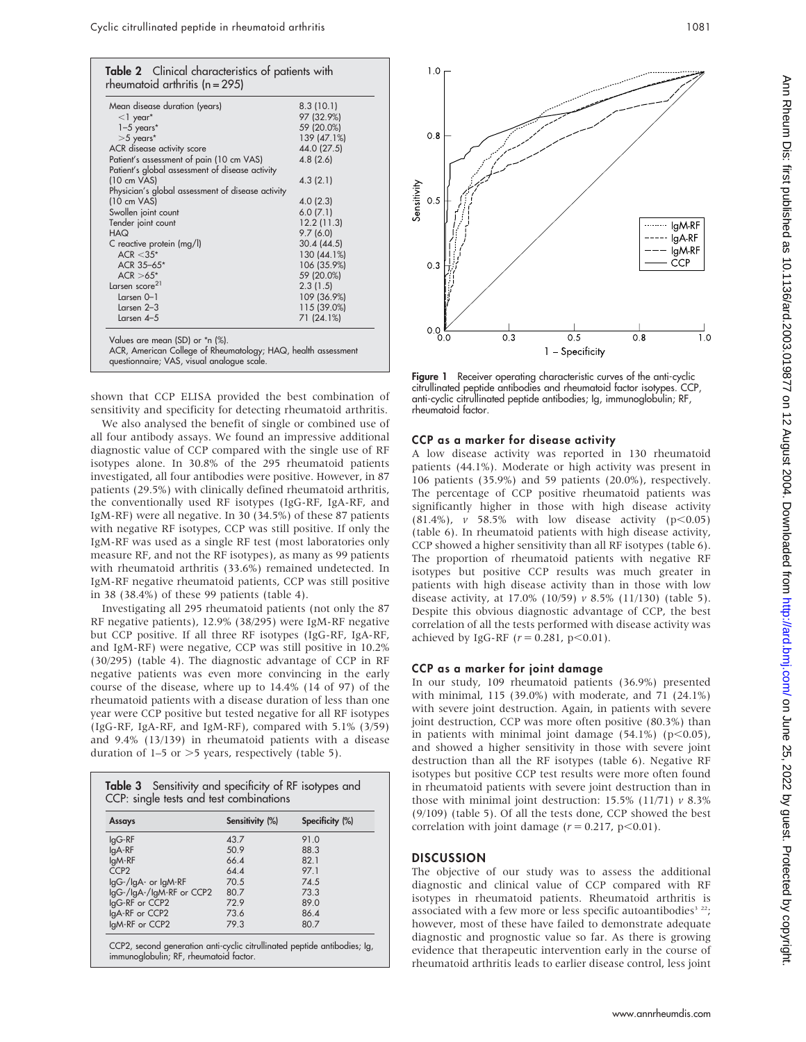**Table 2** Clinical characteristics of patients with rheumatoid arthritis (n = 295)

| | |
|---|---|
| Mean disease duration (years) | 8.3 (10.1) |
| <1 year* | 97 (32.9%) |
| 1–5 years* | 59 (20.0%) |
| >5 years* | 139 (47.1%) |
| ACR disease activity score | 44.0 (27.5) |
| Patient's assessment of pain (10 cm VAS) | 4.8 (2.6) |
| Patient's global assessment of disease activity (10 cm VAS) | 4.3 (2.1) |
| Physician's global assessment of disease activity (10 cm VAS) | 4.0 (2.3) |
| Swollen joint count | 6.0 (7.1) |
| Tender joint count | 12.2 (11.3) |
| HAQ | 9.7 (6.0) |
| C reactive protein (mg/l) | 30.4 (44.5) |
| ACR <35* | 130 (44.1%) |
| ACR 35–65* | 106 (35.9%) |
| ACR >65* | 59 (20.0%) |
| Larsen score[21] | 2.3 (1.5) |
| Larsen 0–1 | 109 (36.9%) |
| Larsen 2–3 | 115 (39.0%) |
| Larsen 4–5 | 71 (24.1%) |

Values are mean (SD) or *n (%).
ACR, American College of Rheumatology; HAQ, health assessment questionnaire; VAS, visual analogue scale.

shown that CCP ELISA provided the best combination of sensitivity and specificity for detecting rheumatoid arthritis.

We also analysed the benefit of single or combined use of all four antibody assays. We found an impressive additional diagnostic value of CCP compared with the single use of RF isotypes alone. In 30.8% of the 295 rheumatoid patients investigated, all four antibodies were positive. However, in 87 patients (29.5%) with clinically defined rheumatoid arthritis, the conventionally used RF isotypes (IgG-RF, IgA-RF, and IgM-RF) were all negative. In 30 (34.5%) of these 87 patients with negative RF isotypes, CCP was still positive. If only the IgM-RF was used as a single RF test (most laboratories only measure RF, and not the RF isotypes), as many as 99 patients with rheumatoid arthritis (33.6%) remained undetected. In IgM-RF negative rheumatoid patients, CCP was still positive in 38 (38.4%) of these 99 patients (table 4).

Investigating all 295 rheumatoid patients (not only the 87 RF negative patients), 12.9% (38/295) were IgM-RF negative but CCP positive. If all three RF isotypes (IgG-RF, IgA-RF, and IgM-RF) were negative, CCP was still positive in 10.2% (30/295) (table 4). The diagnostic advantage of CCP in RF negative patients was even more convincing in the early course of the disease, where up to 14.4% (14 of 97) of the rheumatoid patients with a disease duration of less than one year were CCP positive but tested negative for all RF isotypes (IgG-RF, IgA-RF, and IgM-RF), compared with 5.1% (3/59) and 9.4% (13/139) in rheumatoid patients with a disease duration of 1–5 or >5 years, respectively (table 5).

**Table 3** Sensitivity and specificity of RF isotypes and CCP: single tests and test combinations

| Assays | Sensitivity (%) | Specificity (%) |
|---|---|---|
| IgG-RF | 43.7 | 91.0 |
| IgA-RF | 50.9 | 88.3 |
| IgM-RF | 66.4 | 82.1 |
| CCP2 | 64.4 | 97.1 |
| IgG-/IgA- or IgM-RF | 70.5 | 74.5 |
| IgG-/IgA-/IgM-RF or CCP2 | 80.7 | 73.3 |
| IgG-RF or CCP2 | 72.9 | 89.0 |
| IgA-RF or CCP2 | 73.6 | 86.4 |
| IgM-RF or CCP2 | 79.3 | 80.7 |

CCP2, second generation anti-cyclic citrullinated peptide antibodies; Ig, immunoglobulin; RF, rheumatoid factor.

**Figure 1** Receiver operating characteristic curves of the anti-cyclic citrullinated peptide antibodies and rheumatoid factor isotypes. CCP, anti-cyclic citrullinated peptide antibodies; Ig, immunoglobulin; RF, rheumatoid factor.

## CCP as a marker for disease activity

A low disease activity was reported in 130 rheumatoid patients (44.1%). Moderate or high activity was present in 106 patients (35.9%) and 59 patients (20.0%), respectively. The percentage of CCP positive rheumatoid patients was significantly higher in those with high disease activity (81.4%), *v* 58.5% with low disease activity ($p<0.05$) (table 6). In rheumatoid patients with high disease activity, CCP showed a higher sensitivity than all RF isotypes (table 6). The proportion of rheumatoid patients with negative RF isotypes but positive CCP results was much greater in patients with high disease activity than in those with low disease activity, at 17.0% (10/59) *v* 8.5% (11/130) (table 5). Despite this obvious diagnostic advantage of CCP, the best correlation of all the tests performed with disease activity was achieved by IgG-RF ($r = 0.281$, $p<0.01$).

## CCP as a marker for joint damage

In our study, 109 rheumatoid patients (36.9%) presented with minimal, 115 (39.0%) with moderate, and 71 (24.1%) with severe joint destruction. Again, in patients with severe joint destruction, CCP was more often positive (80.3%) than in patients with minimal joint damage (54.1%) ($p<0.05$), and showed a higher sensitivity in those with severe joint destruction than all the RF isotypes (table 6). Negative RF isotypes but positive CCP test results were more often found in rheumatoid patients with severe joint destruction than in those with minimal joint destruction: 15.5% (11/71) *v* 8.3% (9/109) (table 5). Of all the tests done, CCP showed the best correlation with joint damage ($r = 0.217$, $p<0.01$).

## DISCUSSION

The objective of our study was to assess the additional diagnostic and clinical value of CCP compared with RF isotypes in rheumatoid patients. Rheumatoid arthritis is associated with a few more or less specific autoantibodies[3 22]; however, most of these have failed to demonstrate adequate diagnostic and prognostic value so far. As there is growing evidence that therapeutic intervention early in the course of rheumatoid arthritis leads to earlier disease control, less joint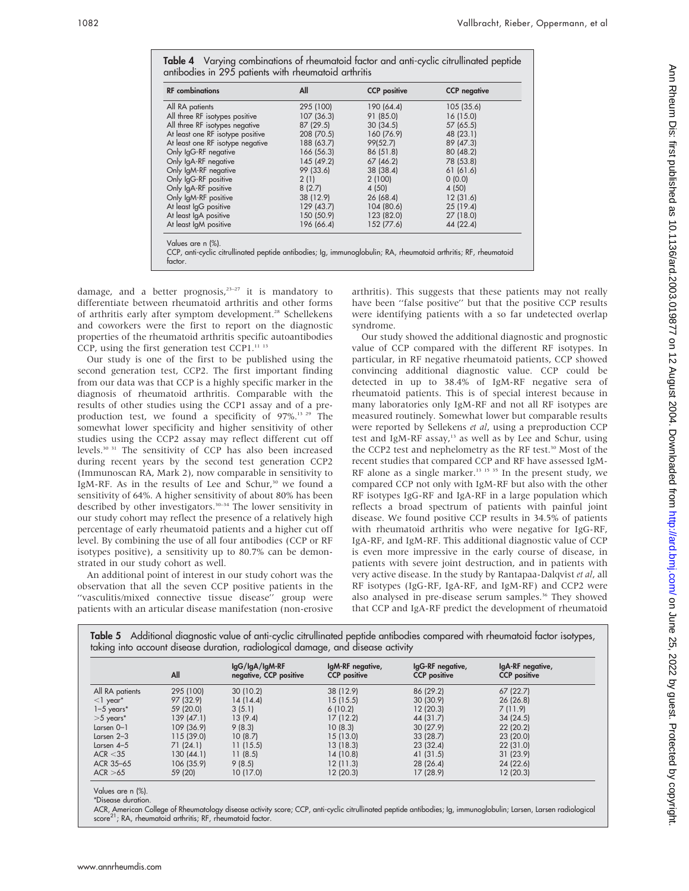**Table 4** Varying combinations of rheumatoid factor and anti-cyclic citrullinated peptide antibodies in 295 patients with rheumatoid arthritis

| RF combinations | All | CCP positive | CCP negative |
|---|---|---|---|
| All RA patients | 295 (100) | 190 (64.4) | 105 (35.6) |
| All three RF isotypes positive | 107 (36.3) | 91 (85.0) | 16 (15.0) |
| All three RF isotypes negative | 87 (29.5) | 30 (34.5) | 57 (65.5) |
| At least one RF isotype positive | 208 (70.5) | 160 (76.9) | 48 (23.1) |
| At least one RF isotype negative | 188 (63.7) | 99(52.7) | 89 (47.3) |
| Only IgG-RF negative | 166 (56.3) | 86 (51.8) | 80 (48.2) |
| Only IgA-RF negative | 145 (49.2) | 67 (46.2) | 78 (53.8) |
| Only IgM-RF negative | 99 (33.6) | 38 (38.4) | 61 (61.6) |
| Only IgG-RF positive | 2 (1) | 2 (100) | 0 (0.0) |
| Only IgA-RF positive | 8 (2.7) | 4 (50) | 4 (50) |
| Only IgM-RF positive | 38 (12.9) | 26 (68.4) | 12 (31.6) |
| At least IgG positive | 129 (43.7) | 104 (80.6) | 25 (19.4) |
| At least IgA positive | 150 (50.9) | 123 (82.0) | 27 (18.0) |
| At least IgM positive | 196 (66.4) | 152 (77.6) | 44 (22.4) |

Values are n (%).
CCP, anti-cyclic citrullinated peptide antibodies; Ig, immunoglobulin; RA, rheumatoid arthritis; RF, rheumatoid factor.

damage, and a better prognosis,[23–27] it is mandatory to differentiate between rheumatoid arthritis and other forms of arthritis early after symptom development.[28] Schellekens and coworkers were the first to report on the diagnostic properties of the rheumatoid arthritis specific autoantibodies CCP, using the first generation test CCP1.[11 13]

Our study is one of the first to be published using the second generation test, CCP2. The first important finding from our data was that CCP is a highly specific marker in the diagnosis of rheumatoid arthritis. Comparable with the results of other studies using the CCP1 assay and of a preproduction test, we found a specificity of 97%.[13 29] The somewhat lower specificity and higher sensitivity of other studies using the CCP2 assay may reflect different cut off levels.[30 31] The sensitivity of CCP has also been increased during recent years by the second test generation CCP2 (Immunoscan RA, Mark 2), now comparable in sensitivity to IgM-RF. As in the results of Lee and Schur,[30] we found a sensitivity of 64%. A higher sensitivity of about 80% has been described by other investigators.[30–34] The lower sensitivity in our study cohort may reflect the presence of a relatively high percentage of early rheumatoid patients and a higher cut off level. By combining the use of all four antibodies (CCP or RF isotypes positive), a sensitivity up to 80.7% can be demonstrated in our study cohort as well.

An additional point of interest in our study cohort was the observation that all the seven CCP positive patients in the "vasculitis/mixed connective tissue disease" group were patients with an articular disease manifestation (non-erosive arthritis). This suggests that these patients may not really have been "false positive" but that the positive CCP results were identifying patients with a so far undetected overlap syndrome.

Our study showed the additional diagnostic and prognostic value of CCP compared with the different RF isotypes. In particular, in RF negative rheumatoid patients, CCP showed convincing additional diagnostic value. CCP could be detected in up to 38.4% of IgM-RF negative sera of rheumatoid patients. This is of special interest because in many laboratories only IgM-RF and not all RF isotypes are measured routinely. Somewhat lower but comparable results were reported by Sellekens *et al*, using a preproduction CCP test and IgM-RF assay,[13] as well as by Lee and Schur, using the CCP2 test and nephelometry as the RF test.[30] Most of the recent studies that compared CCP and RF have assessed IgM-RF alone as a single marker.[13 15 35] In the present study, we compared CCP not only with IgM-RF but also with the other RF isotypes IgG-RF and IgA-RF in a large population which reflects a broad spectrum of patients with painful joint disease. We found positive CCP results in 34.5% of patients with rheumatoid arthritis who were negative for IgG-RF, IgA-RF, and IgM-RF. This additional diagnostic value of CCP is even more impressive in the early course of disease, in patients with severe joint destruction, and in patients with very active disease. In the study by Rantapaa-Dalqvist *et al*, all RF isotypes (IgG-RF, IgA-RF, and IgM-RF) and CCP2 were also analysed in pre-disease serum samples.[36] They showed that CCP and IgA-RF predict the development of rheumatoid

**Table 5** Additional diagnostic value of anti-cyclic citrullinated peptide antibodies compared with rheumatoid factor isotypes, taking into account disease duration, radiological damage, and disease activity

| | All | IgG/IgA/IgM-RF negative, CCP positive | IgM-RF negative, CCP positive | IgG-RF negative, CCP positive | IgA-RF negative, CCP positive |
|---|---|---|---|---|---|
| All RA patients | 295 (100) | 30 (10.2) | 38 (12.9) | 86 (29.2) | 67 (22.7) |
| <1 year* | 97 (32.9) | 14 (14.4) | 15 (15.5) | 30 (30.9) | 26 (26.8) |
| 1–5 years* | 59 (20.0) | 3 (5.1) | 6 (10.2) | 12 (20.3) | 7 (11.9) |
| >5 years* | 139 (47.1) | 13 (9.4) | 17 (12.2) | 44 (31.7) | 34 (24.5) |
| Larsen 0–1 | 109 (36.9) | 9 (8.3) | 10 (8.3) | 30 (27.9) | 22 (20.2) |
| Larsen 2–3 | 115 (39.0) | 10 (8.7) | 15 (13.0) | 33 (28.7) | 23 (20.0) |
| Larsen 4–5 | 71 (24.1) | 11 (15.5) | 13 (18.3) | 23 (32.4) | 22 (31.0) |
| ACR <35 | 130 (44.1) | 11 (8.5) | 14 (10.8) | 41 (31.5) | 31 (23.9) |
| ACR 35–65 | 106 (35.9) | 9 (8.5) | 12 (11.3) | 28 (26.4) | 24 (22.6) |
| ACR >65 | 59 (20) | 10 (17.0) | 12 (20.3) | 17 (28.9) | 12 (20.3) |

Values are n (%).
*Disease duration.
ACR, American College of Rheumatology disease activity score; CCP, anti-cyclic citrullinated peptide antibodies; Ig, immunoglobulin; Larsen, Larsen radiological score[21]; RA, rheumatoid arthritis; RF, rheumatoid factor.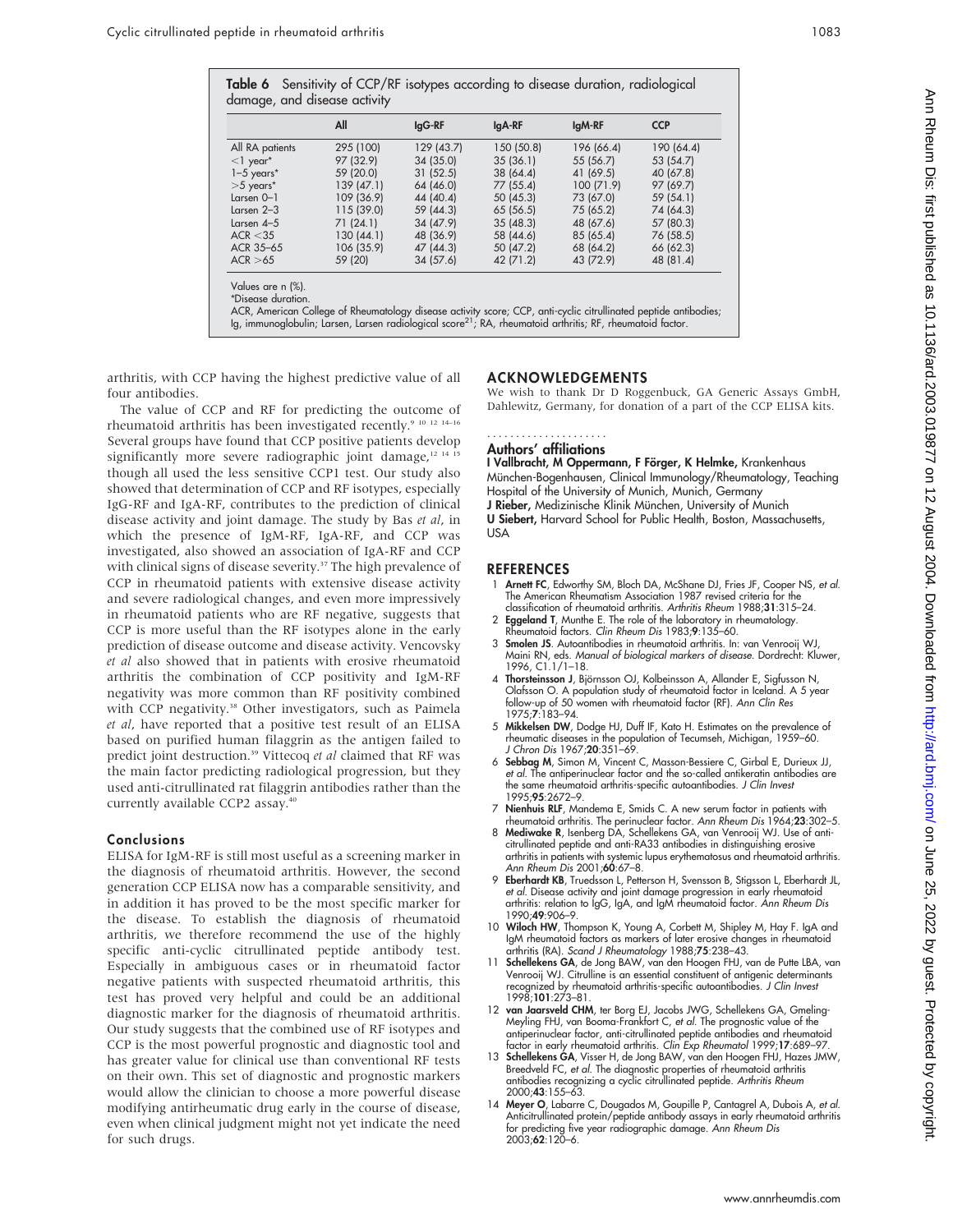**Table 6** Sensitivity of CCP/RF isotypes according to disease duration, radiological damage, and disease activity

| | All | IgG-RF | IgA-RF | IgM-RF | CCP |
|---|---|---|---|---|---|
| All RA patients | 295 (100) | 129 (43.7) | 150 (50.8) | 196 (66.4) | 190 (64.4) |
| <1 year* | 97 (32.9) | 34 (35.0) | 35 (36.1) | 55 (56.7) | 53 (54.7) |
| 1–5 years* | 59 (20.0) | 31 (52.5) | 38 (64.4) | 41 (69.5) | 40 (67.8) |
| >5 years* | 139 (47.1) | 64 (46.0) | 77 (55.4) | 100 (71.9) | 97 (69.7) |
| Larsen 0–1 | 109 (36.9) | 44 (40.4) | 50 (45.3) | 73 (67.0) | 59 (54.1) |
| Larsen 2–3 | 115 (39.0) | 59 (44.3) | 65 (56.5) | 75 (65.2) | 74 (64.3) |
| Larsen 4–5 | 71 (24.1) | 34 (47.9) | 35 (48.3) | 48 (67.6) | 57 (80.3) |
| ACR <35 | 130 (44.1) | 48 (36.9) | 58 (44.6) | 85 (65.4) | 76 (58.5) |
| ACR 35–65 | 106 (35.9) | 47 (44.3) | 50 (47.2) | 68 (64.2) | 66 (62.3) |
| ACR >65 | 59 (20) | 34 (57.6) | 42 (71.2) | 43 (72.9) | 48 (81.4) |

Values are n (%).
*Disease duration.
ACR, American College of Rheumatology disease activity score; CCP, anti-cyclic citrullinated peptide antibodies; Ig, immunoglobulin; Larsen, Larsen radiological score[21]; RA, rheumatoid arthritis; RF, rheumatoid factor.

arthritis, with CCP having the highest predictive value of all four antibodies.

The value of CCP and RF for predicting the outcome of rheumatoid arthritis has been investigated recently.[9 10 12 14–16] Several groups have found that CCP positive patients develop significantly more severe radiographic joint damage,[12 14 15] though all used the less sensitive CCP1 test. Our study also showed that determination of CCP and RF isotypes, especially IgG-RF and IgA-RF, contributes to the prediction of clinical disease activity and joint damage. The study by Bas *et al*, in which the presence of IgM-RF, IgA-RF, and CCP was investigated, also showed an association of IgA-RF and CCP with clinical signs of disease severity.[37] The high prevalence of CCP in rheumatoid patients with extensive disease activity and severe radiological changes, and even more impressively in rheumatoid patients who are RF negative, suggests that CCP is more useful than the RF isotypes alone in the early prediction of disease outcome and disease activity. Vencovsky *et al* also showed that in patients with erosive rheumatoid arthritis the combination of CCP positivity and IgM-RF negativity was more common than RF positivity combined with CCP negativity.[38] Other investigators, such as Paimela *et al*, have reported that a positive test result of an ELISA based on purified human filaggrin as the antigen failed to predict joint destruction.[39] Vittecoq *et al* claimed that RF was the main factor predicting radiological progression, but they used anti-citrullinated rat filaggrin antibodies rather than the currently available CCP2 assay.[40]

### Conclusions

ELISA for IgM-RF is still most useful as a screening marker in the diagnosis of rheumatoid arthritis. However, the second generation CCP ELISA now has a comparable sensitivity, and in addition it has proved to be the most specific marker for the disease. To establish the diagnosis of rheumatoid arthritis, we therefore recommend the use of the highly specific anti-cyclic citrullinated peptide antibody test. Especially in ambiguous cases or in rheumatoid factor negative patients with suspected rheumatoid arthritis, this test has proved very helpful and could be an additional diagnostic marker for the diagnosis of rheumatoid arthritis. Our study suggests that the combined use of RF isotypes and CCP is the most powerful prognostic and diagnostic tool and has greater value for clinical use than conventional RF tests on their own. This set of diagnostic and prognostic markers would allow the clinician to choose a more powerful disease modifying antirheumatic drug early in the course of disease, even when clinical judgment might not yet indicate the need for such drugs.

## ACKNOWLEDGEMENTS

We wish to thank Dr D Roggenbuck, GA Generic Assays GmbH, Dahlewitz, Germany, for donation of a part of the CCP ELISA kits.

### Authors' affiliations

**I Vallbracht, M Oppermann, F Förger, K Helmke,** Krankenhaus München-Bogenhausen, Clinical Immunology/Rheumatology, Teaching Hospital of the University of Munich, Munich, Germany
**J Rieber,** Medizinische Klinik München, University of Munich
**U Siebert,** Harvard School for Public Health, Boston, Massachusetts, USA

## REFERENCES

1. **Arnett FC**, Edworthy SM, Bloch DA, McShane DJ, Fries JF, Cooper NS, *et al.* The American Rheumatism Association 1987 revised criteria for the classification of rheumatoid arthritis. *Arthritis Rheum* 1988;**31**:315–24.
2. **Eggeland T**, Munthe E. The role of the laboratory in rheumatology. Rheumatoid factors. *Clin Rheum Dis* 1983;**9**:135–60.
3. **Smolen JS**. Autoantibodies in rheumatoid arthritis. In: van Venrooij WJ, Maini RN, eds. *Manual of biological markers of disease.* Dordrecht: Kluwer, 1996, C1.1/1–18.
4. **Thorsteinsson J**, Björnsson OJ, Kolbeinsson A, Allander E, Sigfusson N, Olafsson O. A population study of rheumatoid factor in Iceland. A 5 year follow-up of 50 women with rheumatoid factor (RF). *Ann Clin Res* 1975;**7**:183–94.
5. **Mikkelsen DW**, Dodge HJ, Duff IF, Kato H. Estimates on the prevalence of rheumatic diseases in the population of Tecumseh, Michigan, 1959–60. *J Chron Dis* 1967;**20**:351–69.
6. **Sebbag M**, Simon M, Vincent C, Masson-Bessiere C, Girbal E, Durieux JJ, *et al.* The antiperinuclear factor and the so-called antikeratin antibodies are the same rheumatoid arthritis-specific autoantibodies. *J Clin Invest* 1995;**95**:2672–9.
7. **Nienhuis RLF**, Mandema E, Smids C. A new serum factor in patients with rheumatoid arthritis. The perinuclear factor. *Ann Rheum Dis* 1964;**23**:302–5.
8. **Mediwake R**, Isenberg DA, Schellekens GA, van Venrooij WJ. Use of anti-citrullinated peptide and anti-RA33 antibodies in distinguishing erosive arthritis in patients with systemic lupus erythematosus and rheumatoid arthritis. *Ann Rheum Dis* 2001;**60**:67–8.
9. **Eberhardt KB**, Truedsson L, Petterson H, Svensson B, Stigsson L, Eberhardt JL, *et al.* Disease activity and joint damage progression in early rheumatoid arthritis: relation to IgG, IgA, and IgM rheumatoid factor. *Ann Rheum Dis* 1990;**49**:906–9.
10. **Wiloch HW**, Thompson K, Young A, Corbett M, Shipley M, Hay F. IgA and IgM rheumatoid factors as markers of later erosive changes in rheumatoid arthritis (RA). *Scand J Rheumatology* 1988;**75**:238–43.
11. **Schellekens GA**, de Jong BAW, van den Hoogen FHJ, van de Putte LBA, van Venrooij WJ. Citrulline is an essential constituent of antigenic determinants recognized by rheumatoid arthritis-specific autoantibodies. *J Clin Invest* 1998;**101**:273–81.
12. **van Jaarsveld CHM**, ter Borg EJ, Jacobs JWG, Schellekens GA, Gmeling-Meyling FHJ, van Booma-Frankfort C, *et al.* The prognostic value of the antiperinuclear factor, anti-citrullinated peptide antibodies and rheumatoid factor in early rheumatoid arthritis. *Clin Exp Rheumatol* 1999;**17**:689–97.
13. **Schellekens GA**, Visser H, de Jong BAW, van den Hoogen FHJ, Hazes JMW, Breedveld FC, *et al.* The diagnostic properties of rheumatoid arthritis antibodies recognizing a cyclic citrullinated peptide. *Arthritis Rheum* 2000;**43**:155–63.
14. **Meyer O**, Labarre C, Dougados M, Goupille P, Cantagrel A, Dubois A, *et al.* Anticitrullinated protein/peptide antibody assays in early rheumatoid arthritis for predicting five year radiographic damage. *Ann Rheum Dis* 2003;**62**:120–6.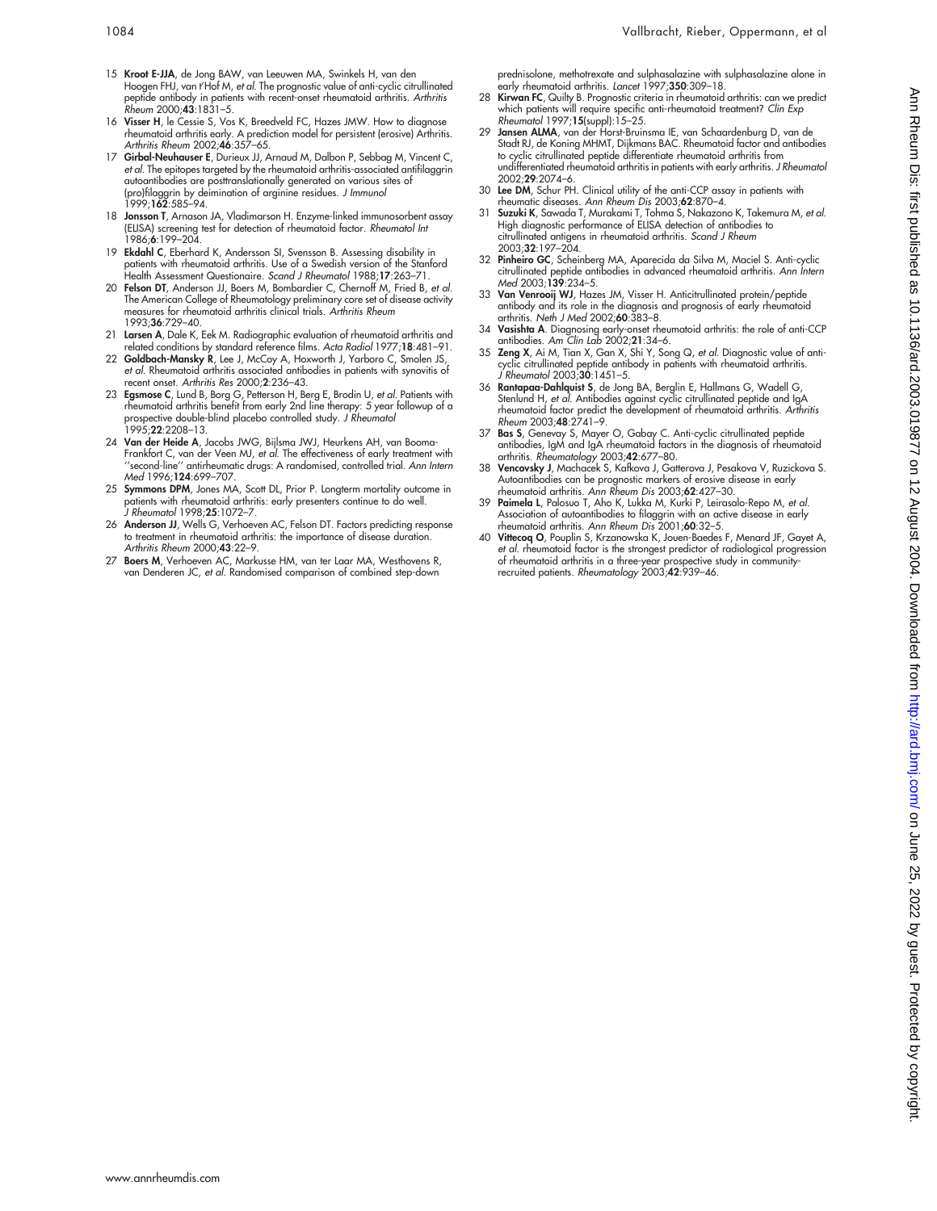15 **Kroot E-JJA**, de Jong BAW, van Leeuwen MA, Swinkels H, van den Hoogen FHJ, van t'Hof M, *et al*. The prognostic value of anti-cyclic citrullinated peptide antibody in patients with recent-onset rheumatoid arthritis. *Arthritis Rheum* 2000;**43**:1831–5.

16 **Visser H**, le Cessie S, Vos K, Breedveld FC, Hazes JMW. How to diagnose rheumatoid arthritis early. A prediction model for persistent (erosive) Arthritis. *Arthritis Rheum* 2002;**46**:357–65.

17 **Girbal-Neuhauser E**, Durieux JJ, Arnaud M, Dalbon P, Sebbag M, Vincent C, *et al*. The epitopes targeted by the rheumatoid arthritis-associated antifilaggrin autoantibodies are posttranslationally generated on various sites of (pro)filaggrin by deimination of arginine residues. *J Immunol* 1999;**162**:585–94.

18 **Jonsson T**, Arnason JA, Vladimarson H. Enzyme-linked immunosorbent assay (ELISA) screening test for detection of rheumatoid factor. *Rheumatol Int* 1986;**6**:199–204.

19 **Ekdahl C**, Eberhard K, Andersson SI, Svensson B. Assessing disability in patients with rheumatoid arthritis. Use of a Swedish version of the Stanford Health Assessment Questionaire. *Scand J Rheumatol* 1988;**17**:263–71.

20 **Felson DT**, Anderson JJ, Boers M, Bombardier C, Chernoff M, Fried B, *et al*. The American College of Rheumatology preliminary core set of disease activity measures for rheumatoid arthritis clinical trials. *Arthritis Rheum* 1993;**36**:729–40.

21 **Larsen A**, Dale K, Eek M. Radiographic evaluation of rheumatoid arthritis and related conditions by standard reference films. *Acta Radiol* 1977;**18**:481–91.

22 **Goldbach-Mansky R**, Lee J, McCoy A, Hoxworth J, Yarboro C, Smolen JS, *et al*. Rheumatoid arthritis associated antibodies in patients with synovitis of recent onset. *Arthritis Res* 2000;**2**:236–43.

23 **Egsmose C**, Lund B, Borg G, Petterson H, Berg E, Brodin U, *et al*. Patients with rheumatoid arthritis benefit from early 2nd line therapy: 5 year followup of a prospective double-blind placebo controlled study. *J Rheumatol* 1995;**22**:2208–13.

24 **Van der Heide A**, Jacobs JWG, Bijlsma JWJ, Heurkens AH, van Booma-Frankfort C, van der Veen MJ, *et al*. The effectiveness of early treatment with ''second-line'' antirheumatic drugs: A randomised, controlled trial. *Ann Intern Med* 1996;**124**:699–707.

25 **Symmons DPM**, Jones MA, Scott DL, Prior P. Longterm mortality outcome in patients with rheumatoid arthritis: early presenters continue to do well. *J Rheumatol* 1998;**25**:1072–7.

26 **Anderson JJ**, Wells G, Verhoeven AC, Felson DT. Factors predicting response to treatment in rheumatoid arthritis: the importance of disease duration. *Arthritis Rheum* 2000;**43**:22–9.

27 **Boers M**, Verhoeven AC, Markusse HM, van ter Laar MA, Westhovens R, van Denderen JC, *et al*. Randomised comparison of combined step-down prednisolone, methotrexate and sulphasalazine with sulphasalazine alone in early rheumatoid arthritis. *Lancet* 1997;**350**:309–18.

28 **Kirwan FC**, Quilty B. Prognostic criteria in rheumatoid arthritis: can we predict which patients will require specific anti-rheumatoid treatment? *Clin Exp Rheumatol* 1997;**15**(suppl):15–25.

29 **Jansen ALMA**, van der Horst-Bruinsma IE, van Schaardenburg D, van de Stadt RJ, de Koning MHMT, Dijkmans BAC. Rheumatoid factor and antibodies to cyclic citrullinated peptide differentiate rheumatoid arthritis from undifferentiated rheumatoid arthritis in patients with early arthritis. *J Rheumatol* 2002;**29**:2074–6.

30 **Lee DM**, Schur PH. Clinical utility of the anti-CCP assay in patients with rheumatic diseases. *Ann Rheum Dis* 2003;**62**:870–4.

31 **Suzuki K**, Sawada T, Murakami T, Tohma S, Nakazono K, Takemura M, *et al*. High diagnostic performance of ELISA detection of antibodies to citrullinated antigens in rheumatoid arthritis. *Scand J Rheum* 2003;**32**:197–204.

32 **Pinheiro GC**, Scheinberg MA, Aparecida da Silva M, Maciel S. Anti-cyclic citrullinated peptide antibodies in advanced rheumatoid arthritis. *Ann Intern Med* 2003;**139**:234–5.

33 **Van Venrooij WJ**, Hazes JM, Visser H. Anticitrullinated protein/peptide antibody and its role in the diagnosis and prognosis of early rheumatoid arthritis. *Neth J Med* 2002;**60**:383–8.

34 **Vasishta A**. Diagnosing early-onset rheumatoid arthritis: the role of anti-CCP antibodies. *Am Clin Lab* 2002;**21**:34–6.

35 **Zeng X**, Ai M, Tian X, Gan X, Shi Y, Song Q, *et al*. Diagnostic value of anti-cyclic citrullinated peptide antibody in patients with rheumatoid arthritis. *J Rheumatol* 2003;**30**:1451–5.

36 **Rantapaa-Dahlquist S**, de Jong BA, Berglin E, Hallmans G, Wadell G, Stenlund H, *et al*. Antibodies against cyclic citrullinated peptide and IgA rheumatoid factor predict the development of rheumatoid arthritis. *Arthritis Rheum* 2003;**48**:2741–9.

37 **Bas S**, Genevay S, Mayer O, Gabay C. Anti-cyclic citrullinated peptide antibodies, IgM and IgA rheumatoid factors in the diagnosis of rheumatoid arthritis. *Rheumatology* 2003;**42**:677–80.

38 **Vencovsky J**, Machacek S, Kafkova J, Gatterova J, Pesakova V, Ruzickova S. Autoantibodies can be prognostic markers of erosive disease in early rheumatoid arthritis. *Ann Rheum Dis* 2003;**62**:427–30.

39 **Paimela L**, Palosuo T, Aho K, Lukka M, Kurki P, Leirasalo-Repo M, *et al*. Association of autoantibodies to filaggrin with an active disease in early rheumatoid arthritis. *Ann Rheum Dis* 2001;**60**:32–5.

40 **Vittecoq O**, Pouplin S, Krzanowska K, Jouen-Baedes F, Menard JF, Gayet A, *et al*. rheumatoid factor is the strongest predictor of radiological progression of rheumatoid arthritis in a three-year prospective study in community-recruited patients. *Rheumatology* 2003;**42**:939–46.